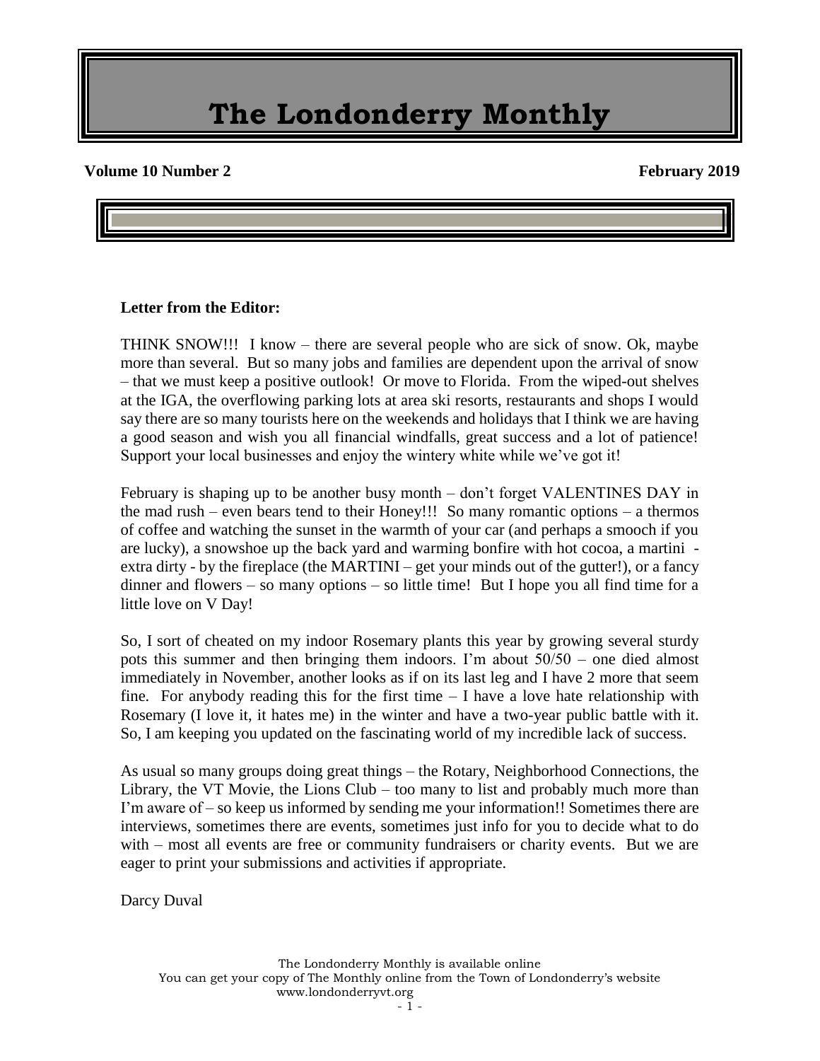# The Londonderry Monthly

**Volume 10 Number 2** **February 2019**

**Letter from the Editor:**

THINK SNOW!!! I know – there are several people who are sick of snow. Ok, maybe more than several. But so many jobs and families are dependent upon the arrival of snow – that we must keep a positive outlook! Or move to Florida. From the wiped-out shelves at the IGA, the overflowing parking lots at area ski resorts, restaurants and shops I would say there are so many tourists here on the weekends and holidays that I think we are having a good season and wish you all financial windfalls, great success and a lot of patience! Support your local businesses and enjoy the wintery white while we've got it!

February is shaping up to be another busy month – don't forget VALENTINES DAY in the mad rush – even bears tend to their Honey!!! So many romantic options – a thermos of coffee and watching the sunset in the warmth of your car (and perhaps a smooch if you are lucky), a snowshoe up the back yard and warming bonfire with hot cocoa, a martini - extra dirty - by the fireplace (the MARTINI – get your minds out of the gutter!), or a fancy dinner and flowers – so many options – so little time! But I hope you all find time for a little love on V Day!

So, I sort of cheated on my indoor Rosemary plants this year by growing several sturdy pots this summer and then bringing them indoors. I'm about 50/50 – one died almost immediately in November, another looks as if on its last leg and I have 2 more that seem fine. For anybody reading this for the first time – I have a love hate relationship with Rosemary (I love it, it hates me) in the winter and have a two-year public battle with it. So, I am keeping you updated on the fascinating world of my incredible lack of success.

As usual so many groups doing great things – the Rotary, Neighborhood Connections, the Library, the VT Movie, the Lions Club – too many to list and probably much more than I'm aware of – so keep us informed by sending me your information!! Sometimes there are interviews, sometimes there are events, sometimes just info for you to decide what to do with – most all events are free or community fundraisers or charity events. But we are eager to print your submissions and activities if appropriate.

Darcy Duval

The Londonderry Monthly is available online
You can get your copy of The Monthly online from the Town of Londonderry's website
www.londonderryvt.org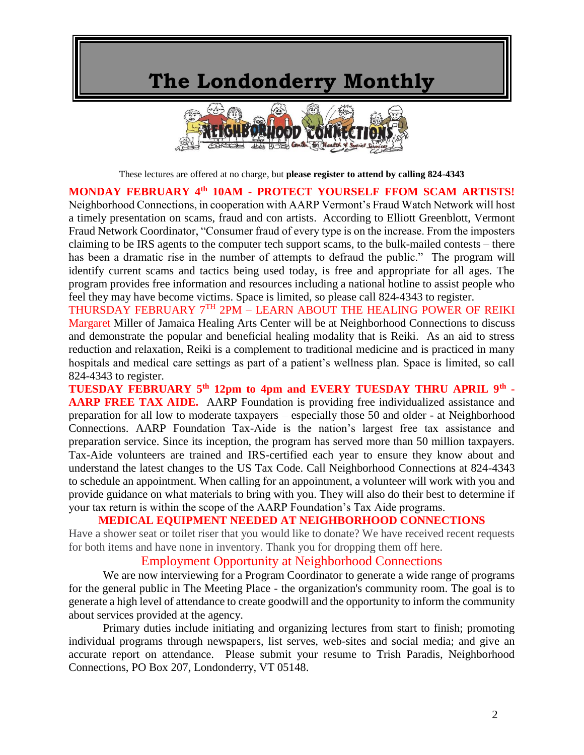# The Londonderry Monthly

These lectures are offered at no charge, but **please register to attend by calling 824-4343**

**MONDAY FEBRUARY 4th 10AM - PROTECT YOURSELF FFOM SCAM ARTISTS!** Neighborhood Connections, in cooperation with AARP Vermont's Fraud Watch Network will host a timely presentation on scams, fraud and con artists. According to Elliott Greenblott, Vermont Fraud Network Coordinator, "Consumer fraud of every type is on the increase. From the imposters claiming to be IRS agents to the computer tech support scams, to the bulk-mailed contests – there has been a dramatic rise in the number of attempts to defraud the public." The program will identify current scams and tactics being used today, is free and appropriate for all ages. The program provides free information and resources including a national hotline to assist people who feel they may have become victims. Space is limited, so please call 824-4343 to register.

THURSDAY FEBRUARY 7TH 2PM – LEARN ABOUT THE HEALING POWER OF REIKI Margaret Miller of Jamaica Healing Arts Center will be at Neighborhood Connections to discuss and demonstrate the popular and beneficial healing modality that is Reiki. As an aid to stress reduction and relaxation, Reiki is a complement to traditional medicine and is practiced in many hospitals and medical care settings as part of a patient's wellness plan. Space is limited, so call 824-4343 to register.

**TUESDAY FEBRUARY 5th 12pm to 4pm and EVERY TUESDAY THRU APRIL 9th - AARP FREE TAX AIDE.** AARP Foundation is providing free individualized assistance and preparation for all low to moderate taxpayers – especially those 50 and older - at Neighborhood Connections. AARP Foundation Tax-Aide is the nation's largest free tax assistance and preparation service. Since its inception, the program has served more than 50 million taxpayers. Tax-Aide volunteers are trained and IRS-certified each year to ensure they know about and understand the latest changes to the US Tax Code. Call Neighborhood Connections at 824-4343 to schedule an appointment. When calling for an appointment, a volunteer will work with you and provide guidance on what materials to bring with you. They will also do their best to determine if your tax return is within the scope of the AARP Foundation's Tax Aide programs.

**MEDICAL EQUIPMENT NEEDED AT NEIGHBORHOOD CONNECTIONS**

Have a shower seat or toilet riser that you would like to donate? We have received recent requests for both items and have none in inventory. Thank you for dropping them off here.

## Employment Opportunity at Neighborhood Connections

We are now interviewing for a Program Coordinator to generate a wide range of programs for the general public in The Meeting Place - the organization's community room. The goal is to generate a high level of attendance to create goodwill and the opportunity to inform the community about services provided at the agency.

Primary duties include initiating and organizing lectures from start to finish; promoting individual programs through newspapers, list serves, web-sites and social media; and give an accurate report on attendance. Please submit your resume to Trish Paradis, Neighborhood Connections, PO Box 207, Londonderry, VT 05148.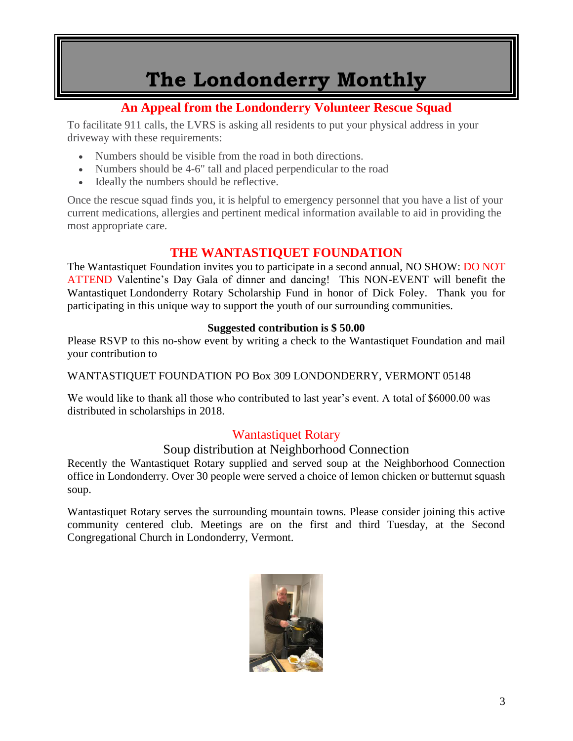# The Londonderry Monthly

## An Appeal from the Londonderry Volunteer Rescue Squad

To facilitate 911 calls, the LVRS is asking all residents to put your physical address in your driveway with these requirements:

- Numbers should be visible from the road in both directions.
- Numbers should be 4-6" tall and placed perpendicular to the road
- Ideally the numbers should be reflective.

Once the rescue squad finds you, it is helpful to emergency personnel that you have a list of your current medications, allergies and pertinent medical information available to aid in providing the most appropriate care.

## THE WANTASTIQUET FOUNDATION

The Wantastiquet Foundation invites you to participate in a second annual, NO SHOW: DO NOT ATTEND Valentine's Day Gala of dinner and dancing! This NON-EVENT will benefit the Wantastiquet Londonderry Rotary Scholarship Fund in honor of Dick Foley. Thank you for participating in this unique way to support the youth of our surrounding communities.

**Suggested contribution is $ 50.00**

Please RSVP to this no-show event by writing a check to the Wantastiquet Foundation and mail your contribution to

WANTASTIQUET FOUNDATION PO Box 309 LONDONDERRY, VERMONT 05148

We would like to thank all those who contributed to last year's event. A total of $6000.00 was distributed in scholarships in 2018.

## Wantastiquet Rotary

### Soup distribution at Neighborhood Connection

Recently the Wantastiquet Rotary supplied and served soup at the Neighborhood Connection office in Londonderry. Over 30 people were served a choice of lemon chicken or butternut squash soup.

Wantastiquet Rotary serves the surrounding mountain towns. Please consider joining this active community centered club. Meetings are on the first and third Tuesday, at the Second Congregational Church in Londonderry, Vermont.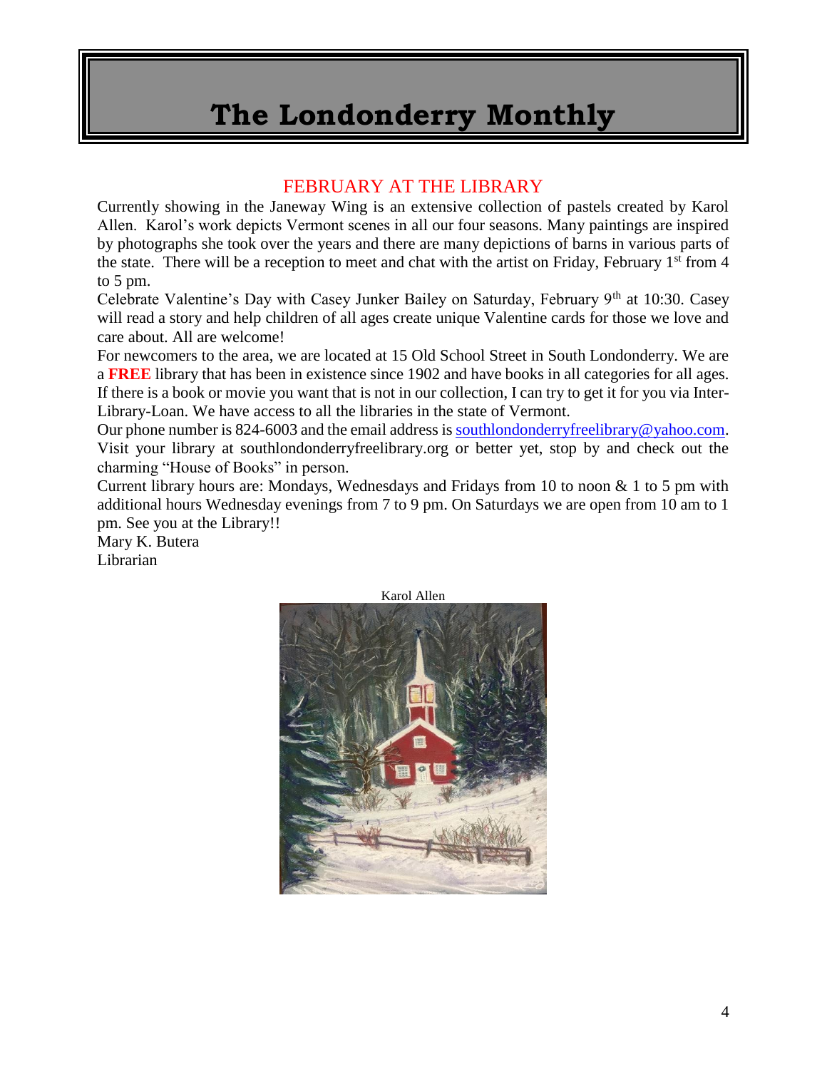# The Londonderry Monthly

## FEBRUARY AT THE LIBRARY

Currently showing in the Janeway Wing is an extensive collection of pastels created by Karol Allen. Karol's work depicts Vermont scenes in all our four seasons. Many paintings are inspired by photographs she took over the years and there are many depictions of barns in various parts of the state. There will be a reception to meet and chat with the artist on Friday, February 1st from 4 to 5 pm.

Celebrate Valentine's Day with Casey Junker Bailey on Saturday, February 9th at 10:30. Casey will read a story and help children of all ages create unique Valentine cards for those we love and care about. All are welcome!

For newcomers to the area, we are located at 15 Old School Street in South Londonderry. We are a **FREE** library that has been in existence since 1902 and have books in all categories for all ages. If there is a book or movie you want that is not in our collection, I can try to get it for you via Inter-Library-Loan. We have access to all the libraries in the state of Vermont.

Our phone number is 824-6003 and the email address is southlondonderryfreelibrary@yahoo.com. Visit your library at southlondonderryfreelibrary.org or better yet, stop by and check out the charming "House of Books" in person.

Current library hours are: Mondays, Wednesdays and Fridays from 10 to noon & 1 to 5 pm with additional hours Wednesday evenings from 7 to 9 pm. On Saturdays we are open from 10 am to 1 pm. See you at the Library!!

Mary K. Butera
Librarian

Karol Allen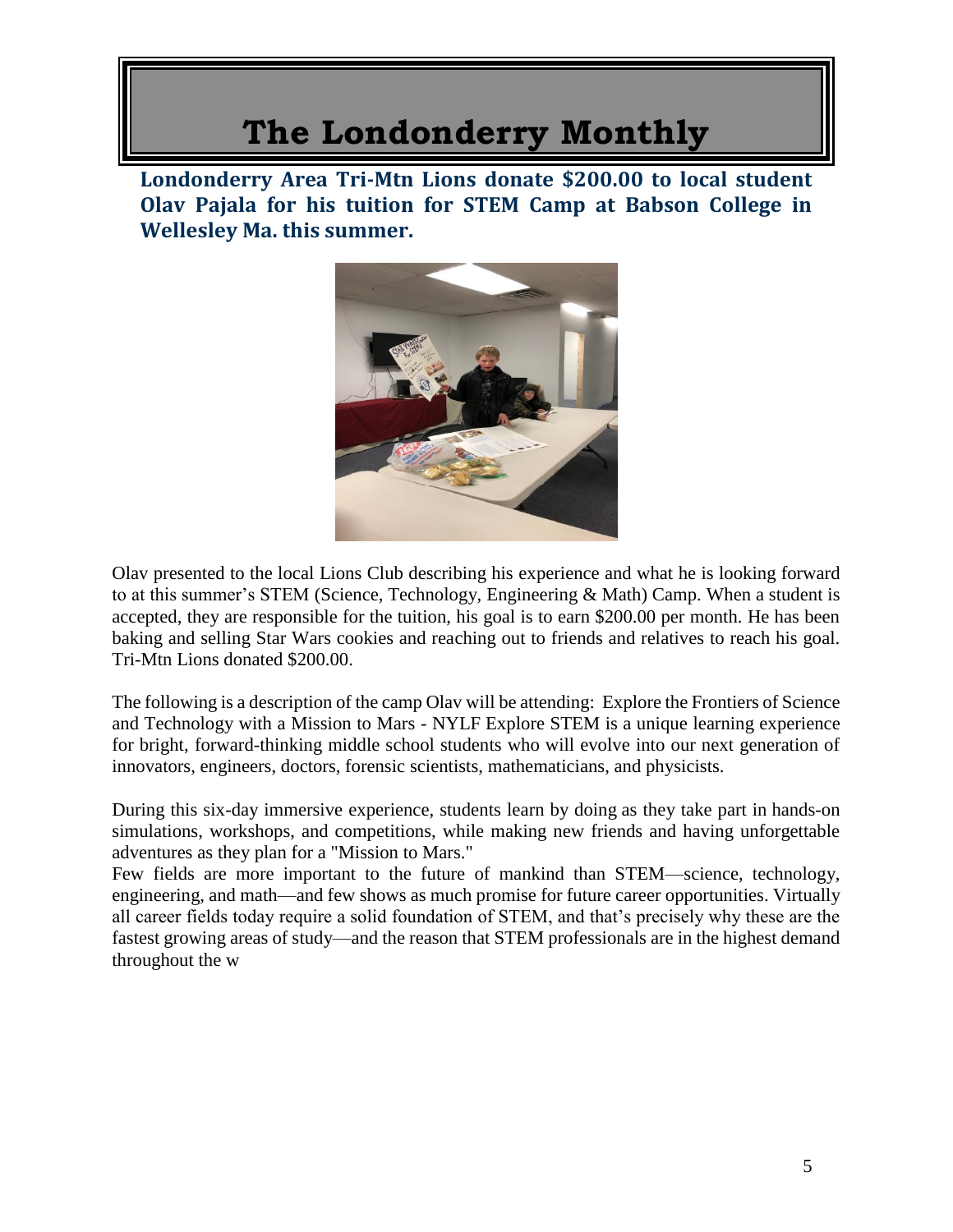# The Londonderry Monthly

**Londonderry Area Tri-Mtn Lions donate $200.00 to local student Olav Pajala for his tuition for STEM Camp at Babson College in Wellesley Ma. this summer.**

Olav presented to the local Lions Club describing his experience and what he is looking forward to at this summer's STEM (Science, Technology, Engineering & Math) Camp. When a student is accepted, they are responsible for the tuition, his goal is to earn $200.00 per month. He has been baking and selling Star Wars cookies and reaching out to friends and relatives to reach his goal. Tri-Mtn Lions donated $200.00.

The following is a description of the camp Olav will be attending: Explore the Frontiers of Science and Technology with a Mission to Mars - NYLF Explore STEM is a unique learning experience for bright, forward-thinking middle school students who will evolve into our next generation of innovators, engineers, doctors, forensic scientists, mathematicians, and physicists.

During this six-day immersive experience, students learn by doing as they take part in hands-on simulations, workshops, and competitions, while making new friends and having unforgettable adventures as they plan for a "Mission to Mars."

Few fields are more important to the future of mankind than STEM—science, technology, engineering, and math—and few shows as much promise for future career opportunities. Virtually all career fields today require a solid foundation of STEM, and that's precisely why these are the fastest growing areas of study—and the reason that STEM professionals are in the highest demand throughout the w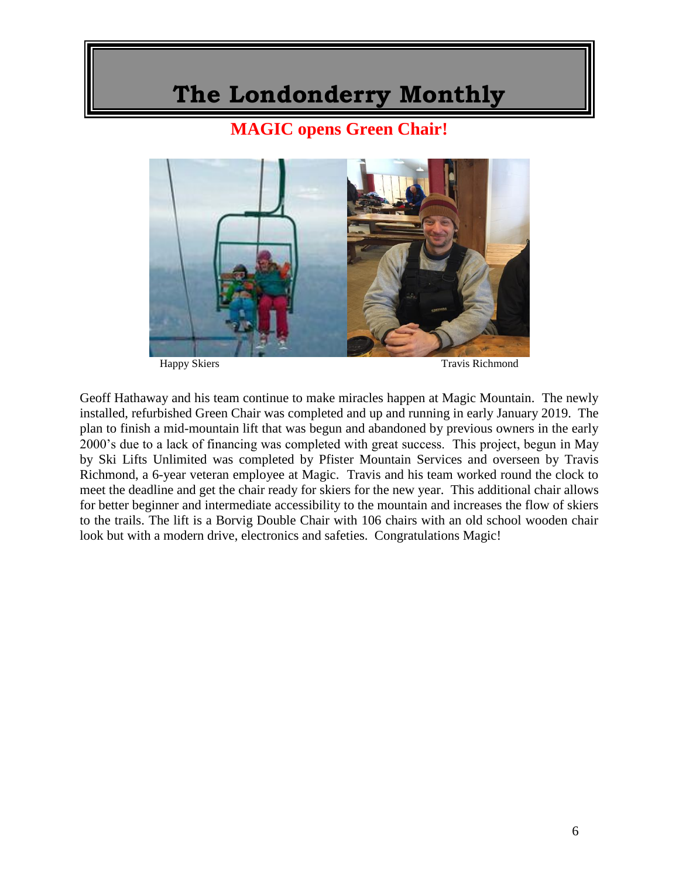# The Londonderry Monthly

## MAGIC opens Green Chair!

Happy Skiers

Travis Richmond

Geoff Hathaway and his team continue to make miracles happen at Magic Mountain. The newly installed, refurbished Green Chair was completed and up and running in early January 2019. The plan to finish a mid-mountain lift that was begun and abandoned by previous owners in the early 2000's due to a lack of financing was completed with great success. This project, begun in May by Ski Lifts Unlimited was completed by Pfister Mountain Services and overseen by Travis Richmond, a 6-year veteran employee at Magic. Travis and his team worked round the clock to meet the deadline and get the chair ready for skiers for the new year. This additional chair allows for better beginner and intermediate accessibility to the mountain and increases the flow of skiers to the trails. The lift is a Borvig Double Chair with 106 chairs with an old school wooden chair look but with a modern drive, electronics and safeties. Congratulations Magic!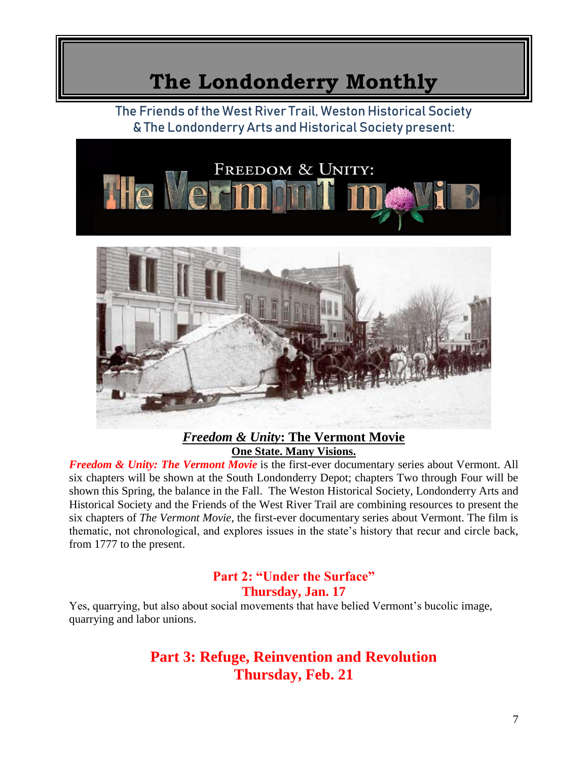# The Londonderry Monthly

The Friends of the West River Trail, Weston Historical Society & The Londonderry Arts and Historical Society present:

## ***Freedom & Unity*: The Vermont Movie**

**One State. Many Visions.**

***Freedom & Unity: The Vermont Movie*** is the first-ever documentary series about Vermont. All six chapters will be shown at the South Londonderry Depot; chapters Two through Four will be shown this Spring, the balance in the Fall. The Weston Historical Society, Londonderry Arts and Historical Society and the Friends of the West River Trail are combining resources to present the six chapters of *The Vermont Movie*, the first-ever documentary series about Vermont. The film is thematic, not chronological, and explores issues in the state's history that recur and circle back, from 1777 to the present.

### Part 2: "Under the Surface"
### Thursday, Jan. 17

Yes, quarrying, but also about social movements that have belied Vermont's bucolic image, quarrying and labor unions.

## Part 3: Refuge, Reinvention and Revolution
## Thursday, Feb. 21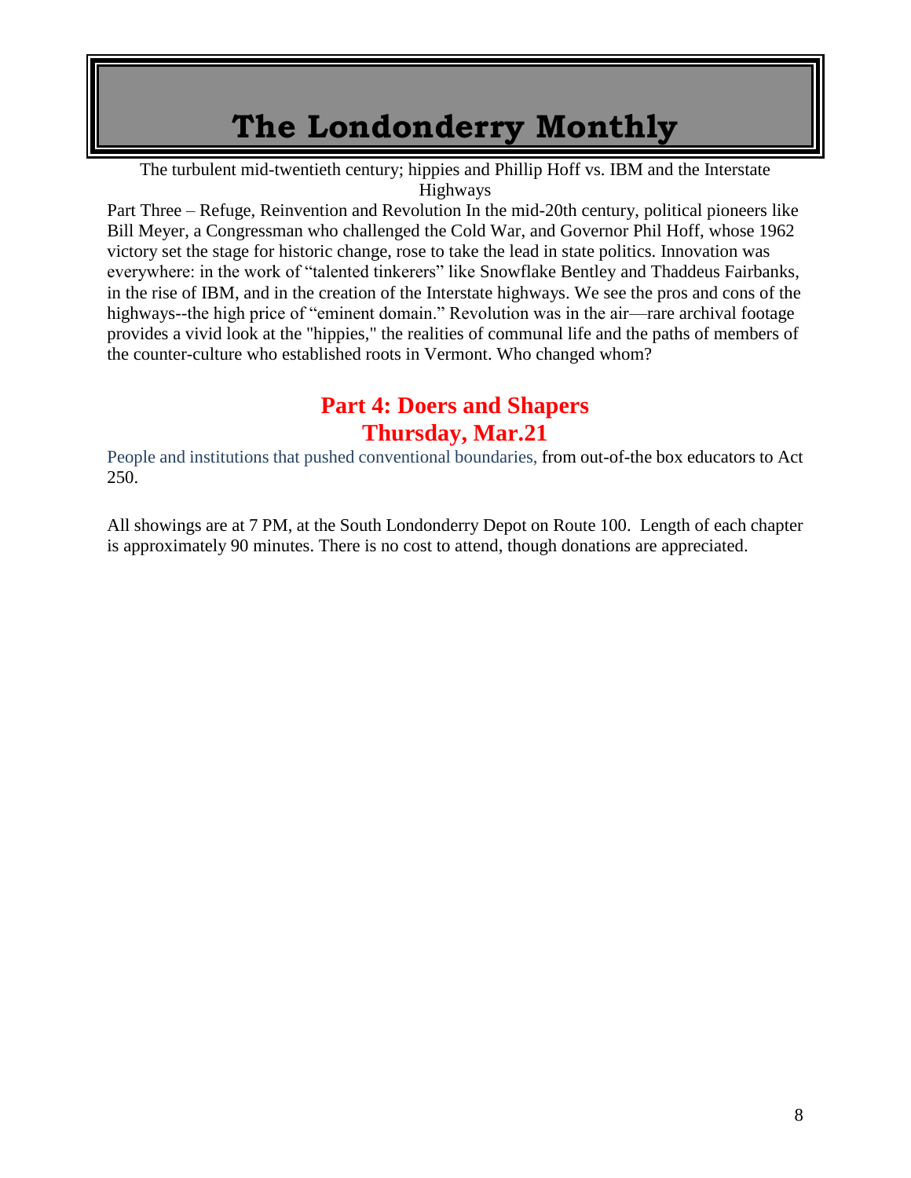# The Londonderry Monthly

The turbulent mid-twentieth century; hippies and Phillip Hoff vs. IBM and the Interstate Highways

Part Three – Refuge, Reinvention and Revolution In the mid-20th century, political pioneers like Bill Meyer, a Congressman who challenged the Cold War, and Governor Phil Hoff, whose 1962 victory set the stage for historic change, rose to take the lead in state politics. Innovation was everywhere: in the work of "talented tinkerers" like Snowflake Bentley and Thaddeus Fairbanks, in the rise of IBM, and in the creation of the Interstate highways. We see the pros and cons of the highways--the high price of "eminent domain." Revolution was in the air—rare archival footage provides a vivid look at the "hippies," the realities of communal life and the paths of members of the counter-culture who established roots in Vermont. Who changed whom?

## Part 4: Doers and Shapers
## Thursday, Mar.21

People and institutions that pushed conventional boundaries, from out-of-the box educators to Act 250.

All showings are at 7 PM, at the South Londonderry Depot on Route 100. Length of each chapter is approximately 90 minutes. There is no cost to attend, though donations are appreciated.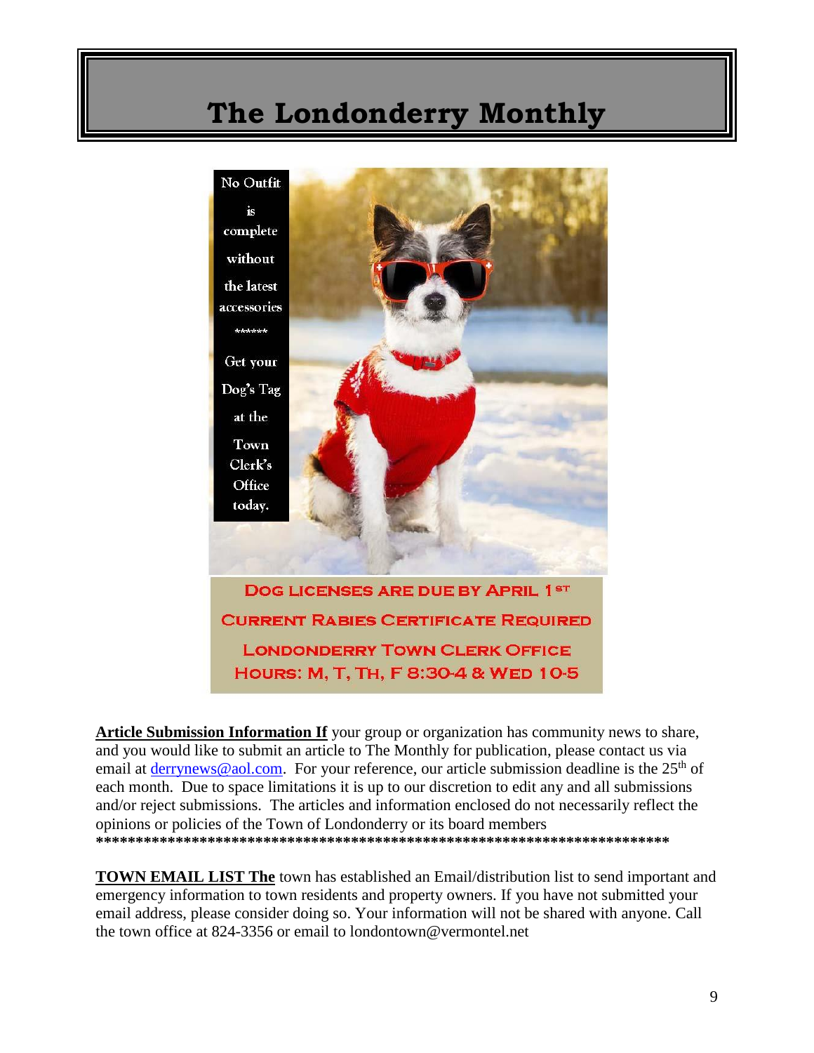# The Londonderry Monthly

No Outfit is complete without the latest accessories

******

Get your Dog's Tag at the Town Clerk's Office today.

**DOG LICENSES ARE DUE BY APRIL 1ST**

**CURRENT RABIES CERTIFICATE REQUIRED**

**LONDONDERRY TOWN CLERK OFFICE**

**HOURS: M, T, TH, F 8:30-4 & WED 10-5**

**Article Submission Information If** your group or organization has community news to share, and you would like to submit an article to The Monthly for publication, please contact us via email at derrynews@aol.com. For your reference, our article submission deadline is the 25th of each month. Due to space limitations it is up to our discretion to edit any and all submissions and/or reject submissions. The articles and information enclosed do not necessarily reflect the opinions or policies of the Town of Londonderry or its board members

************************************************************************

**TOWN EMAIL LIST The** town has established an Email/distribution list to send important and emergency information to town residents and property owners. If you have not submitted your email address, please consider doing so. Your information will not be shared with anyone. Call the town office at 824-3356 or email to londontown@vermontel.net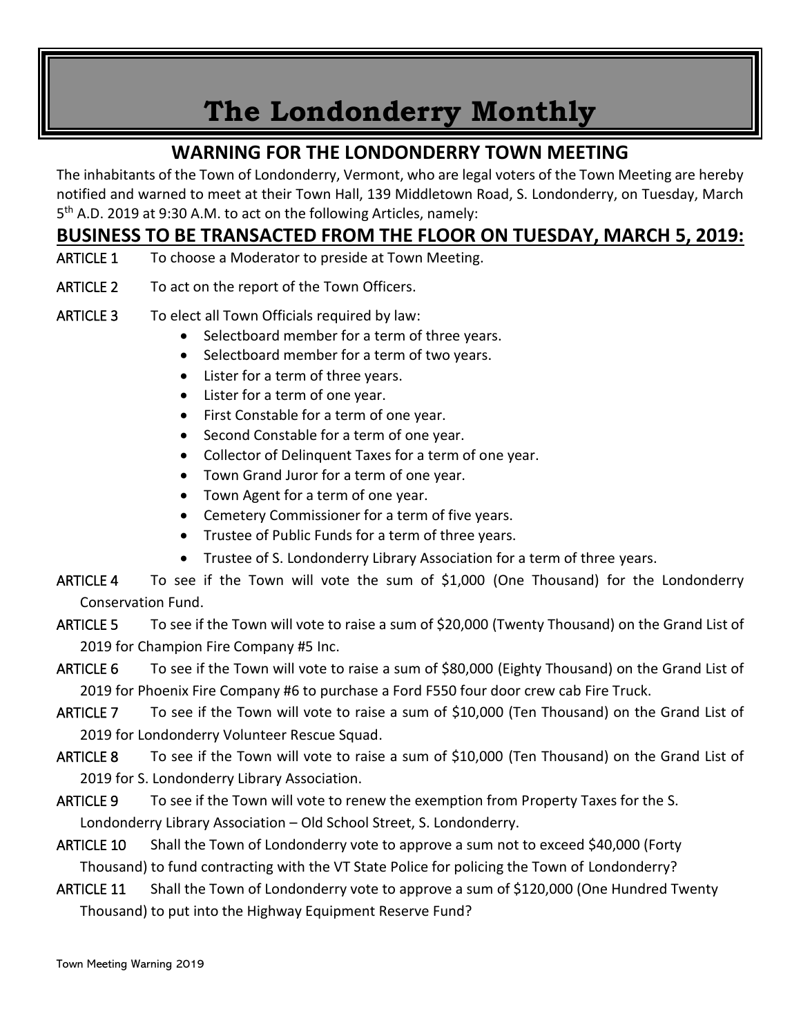# The Londonderry Monthly

## WARNING FOR THE LONDONDERRY TOWN MEETING

The inhabitants of the Town of Londonderry, Vermont, who are legal voters of the Town Meeting are hereby notified and warned to meet at their Town Hall, 139 Middletown Road, S. Londonderry, on Tuesday, March 5th A.D. 2019 at 9:30 A.M. to act on the following Articles, namely:

## BUSINESS TO BE TRANSACTED FROM THE FLOOR ON TUESDAY, MARCH 5, 2019:

ARTICLE 1 To choose a Moderator to preside at Town Meeting.

ARTICLE 2 To act on the report of the Town Officers.

ARTICLE 3 To elect all Town Officials required by law:

- Selectboard member for a term of three years.
- Selectboard member for a term of two years.
- Lister for a term of three years.
- Lister for a term of one year.
- First Constable for a term of one year.
- Second Constable for a term of one year.
- Collector of Delinquent Taxes for a term of one year.
- Town Grand Juror for a term of one year.
- Town Agent for a term of one year.
- Cemetery Commissioner for a term of five years.
- Trustee of Public Funds for a term of three years.
- Trustee of S. Londonderry Library Association for a term of three years.

ARTICLE 4 To see if the Town will vote the sum of $1,000 (One Thousand) for the Londonderry Conservation Fund.

ARTICLE 5 To see if the Town will vote to raise a sum of $20,000 (Twenty Thousand) on the Grand List of 2019 for Champion Fire Company #5 Inc.

ARTICLE 6 To see if the Town will vote to raise a sum of $80,000 (Eighty Thousand) on the Grand List of 2019 for Phoenix Fire Company #6 to purchase a Ford F550 four door crew cab Fire Truck.

ARTICLE 7 To see if the Town will vote to raise a sum of $10,000 (Ten Thousand) on the Grand List of 2019 for Londonderry Volunteer Rescue Squad.

ARTICLE 8 To see if the Town will vote to raise a sum of $10,000 (Ten Thousand) on the Grand List of 2019 for S. Londonderry Library Association.

ARTICLE 9 To see if the Town will vote to renew the exemption from Property Taxes for the S. Londonderry Library Association – Old School Street, S. Londonderry.

ARTICLE 10 Shall the Town of Londonderry vote to approve a sum not to exceed $40,000 (Forty Thousand) to fund contracting with the VT State Police for policing the Town of Londonderry?

ARTICLE 11 Shall the Town of Londonderry vote to approve a sum of $120,000 (One Hundred Twenty Thousand) to put into the Highway Equipment Reserve Fund?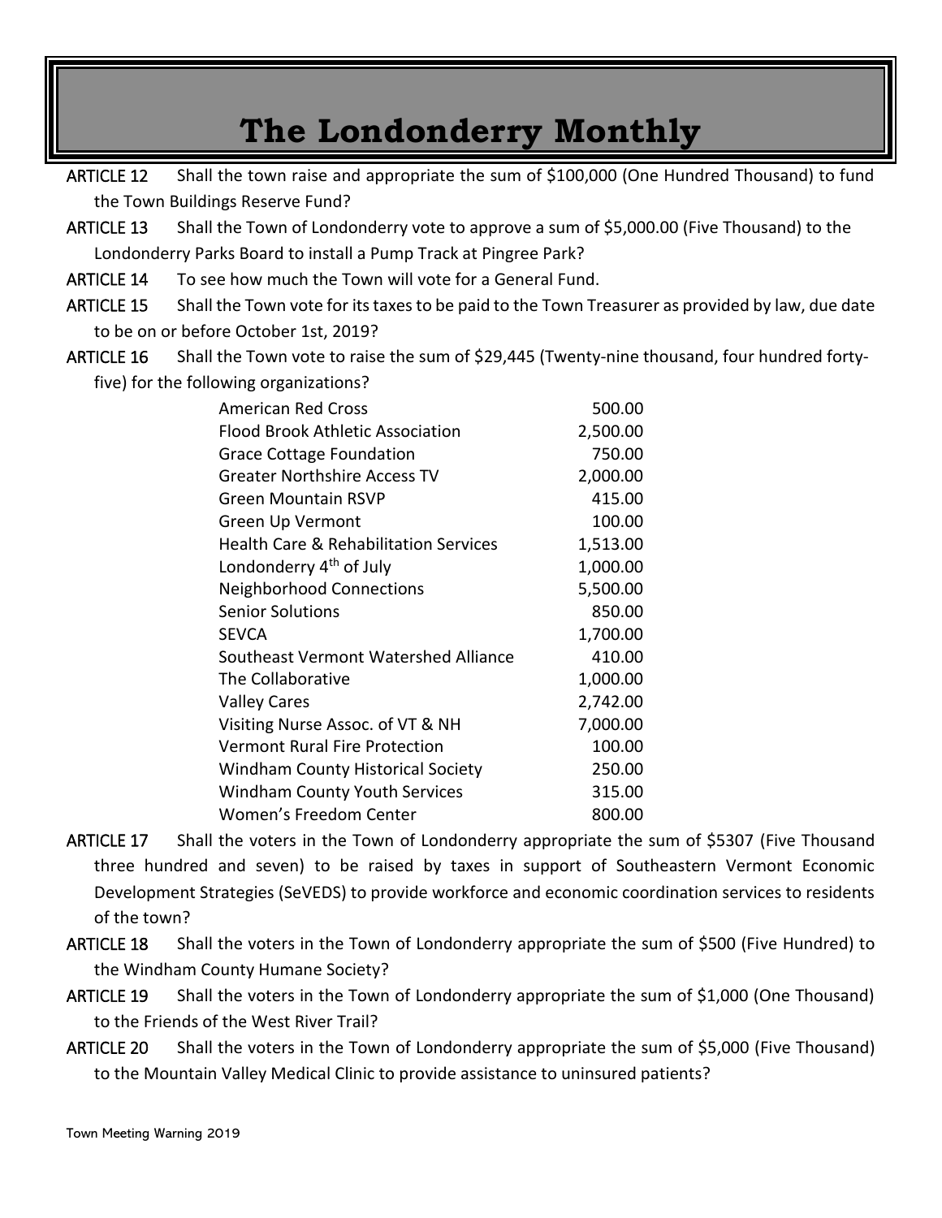**ARTICLE 12** Shall the town raise and appropriate the sum of $100,000 (One Hundred Thousand) to fund the Town Buildings Reserve Fund?

**ARTICLE 13** Shall the Town of Londonderry vote to approve a sum of $5,000.00 (Five Thousand) to the Londonderry Parks Board to install a Pump Track at Pingree Park?

**ARTICLE 14** To see how much the Town will vote for a General Fund.

**ARTICLE 15** Shall the Town vote for its taxes to be paid to the Town Treasurer as provided by law, due date to be on or before October 1st, 2019?

**ARTICLE 16** Shall the Town vote to raise the sum of $29,445 (Twenty-nine thousand, four hundred forty-five) for the following organizations?

| Organization | Amount |
|---|---|
| American Red Cross | 500.00 |
| Flood Brook Athletic Association | 2,500.00 |
| Grace Cottage Foundation | 750.00 |
| Greater Northshire Access TV | 2,000.00 |
| Green Mountain RSVP | 415.00 |
| Green Up Vermont | 100.00 |
| Health Care & Rehabilitation Services | 1,513.00 |
| Londonderry 4th of July | 1,000.00 |
| Neighborhood Connections | 5,500.00 |
| Senior Solutions | 850.00 |
| SEVCA | 1,700.00 |
| Southeast Vermont Watershed Alliance | 410.00 |
| The Collaborative | 1,000.00 |
| Valley Cares | 2,742.00 |
| Visiting Nurse Assoc. of VT & NH | 7,000.00 |
| Vermont Rural Fire Protection | 100.00 |
| Windham County Historical Society | 250.00 |
| Windham County Youth Services | 315.00 |
| Women's Freedom Center | 800.00 |

**ARTICLE 17** Shall the voters in the Town of Londonderry appropriate the sum of $5307 (Five Thousand three hundred and seven) to be raised by taxes in support of Southeastern Vermont Economic Development Strategies (SeVEDS) to provide workforce and economic coordination services to residents of the town?

**ARTICLE 18** Shall the voters in the Town of Londonderry appropriate the sum of $500 (Five Hundred) to the Windham County Humane Society?

**ARTICLE 19** Shall the voters in the Town of Londonderry appropriate the sum of $1,000 (One Thousand) to the Friends of the West River Trail?

**ARTICLE 20** Shall the voters in the Town of Londonderry appropriate the sum of $5,000 (Five Thousand) to the Mountain Valley Medical Clinic to provide assistance to uninsured patients?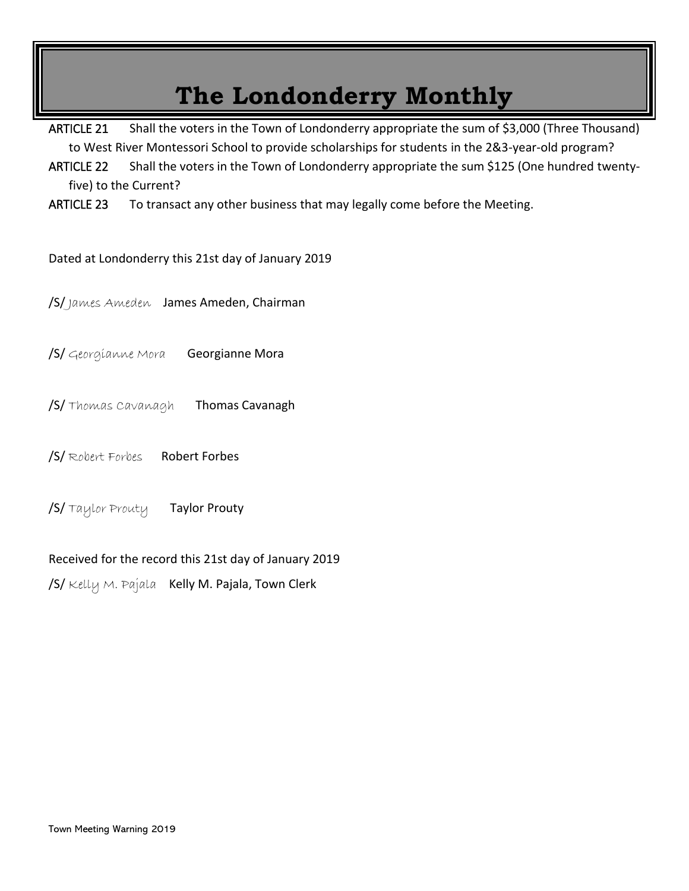**ARTICLE 21** Shall the voters in the Town of Londonderry appropriate the sum of $3,000 (Three Thousand) to West River Montessori School to provide scholarships for students in the 2&3-year-old program?

**ARTICLE 22** Shall the voters in the Town of Londonderry appropriate the sum $125 (One hundred twenty-five) to the Current?

**ARTICLE 23** To transact any other business that may legally come before the Meeting.

Dated at Londonderry this 21st day of January 2019

/S/ *James Ameden* James Ameden, Chairman

/S/ *Georgianne Mora* Georgianne Mora

/S/ *Thomas Cavanagh* Thomas Cavanagh

/S/ *Robert Forbes* Robert Forbes

/S/ *Taylor Prouty* Taylor Prouty

Received for the record this 21st day of January 2019

/S/ *Kelly M. Pajala* Kelly M. Pajala, Town Clerk